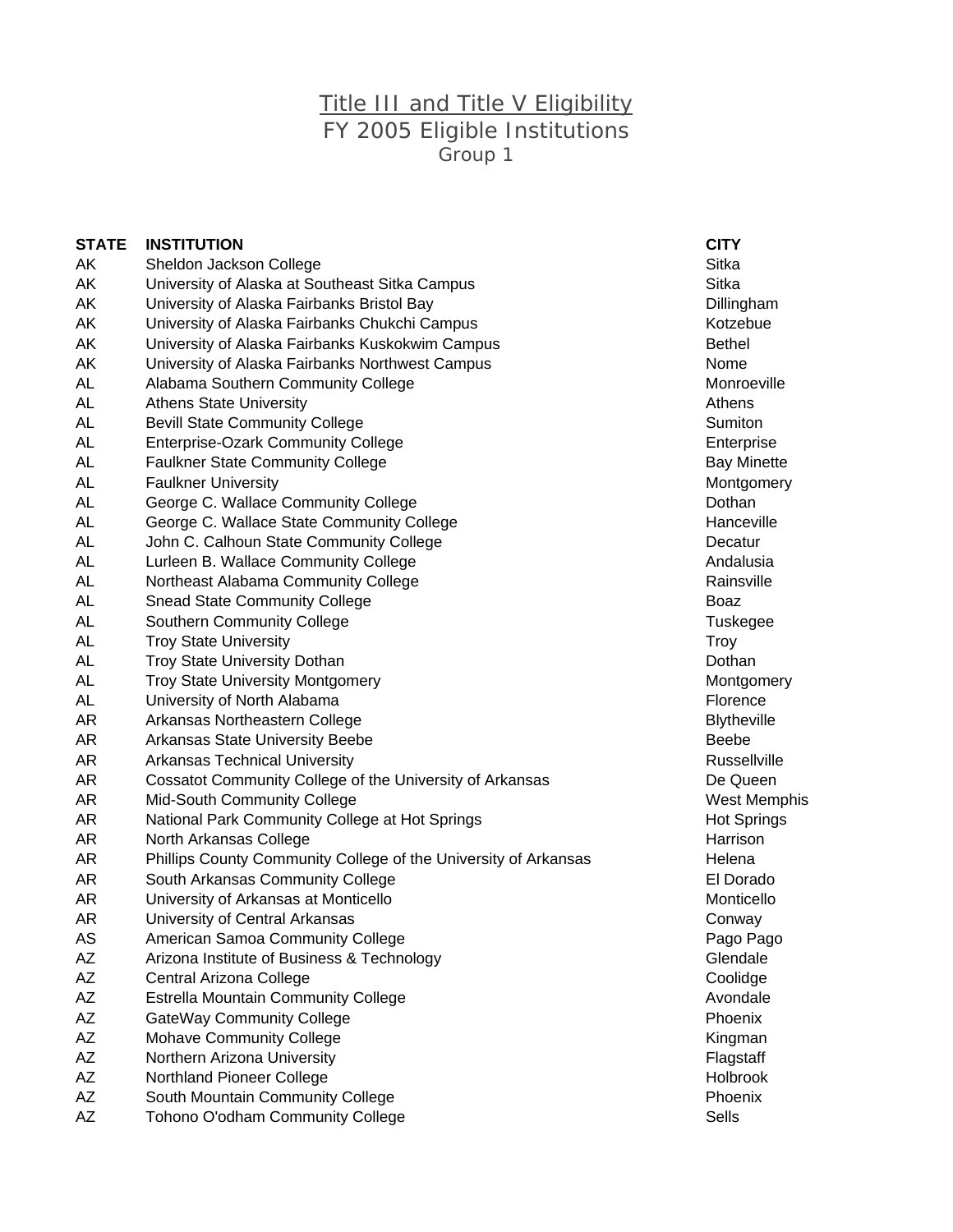# Title III and Title V Eligibility

## FY 2005 Eligible Institutions

### Group 1

| STATE | INSTITUTION | CITY |
|---|---|---|
| AK | Sheldon Jackson College | Sitka |
| AK | University of Alaska at Southeast Sitka Campus | Sitka |
| AK | University of Alaska Fairbanks Bristol Bay | Dillingham |
| AK | University of Alaska Fairbanks Chukchi Campus | Kotzebue |
| AK | University of Alaska Fairbanks Kuskokwim Campus | Bethel |
| AK | University of Alaska Fairbanks Northwest Campus | Nome |
| AL | Alabama Southern Community College | Monroeville |
| AL | Athens State University | Athens |
| AL | Bevill State Community College | Sumiton |
| AL | Enterprise-Ozark Community College | Enterprise |
| AL | Faulkner State Community College | Bay Minette |
| AL | Faulkner University | Montgomery |
| AL | George C. Wallace Community College | Dothan |
| AL | George C. Wallace State Community College | Hanceville |
| AL | John C. Calhoun State Community College | Decatur |
| AL | Lurleen B. Wallace Community College | Andalusia |
| AL | Northeast Alabama Community College | Rainsville |
| AL | Snead State Community College | Boaz |
| AL | Southern Community College | Tuskegee |
| AL | Troy State University | Troy |
| AL | Troy State University Dothan | Dothan |
| AL | Troy State University Montgomery | Montgomery |
| AL | University of North Alabama | Florence |
| AR | Arkansas Northeastern College | Blytheville |
| AR | Arkansas State University Beebe | Beebe |
| AR | Arkansas Technical University | Russellville |
| AR | Cossatot Community College of the University of Arkansas | De Queen |
| AR | Mid-South Community College | West Memphis |
| AR | National Park Community College at Hot Springs | Hot Springs |
| AR | North Arkansas College | Harrison |
| AR | Phillips County Community College of the University of Arkansas | Helena |
| AR | South Arkansas Community College | El Dorado |
| AR | University of Arkansas at Monticello | Monticello |
| AR | University of Central Arkansas | Conway |
| AS | American Samoa Community College | Pago Pago |
| AZ | Arizona Institute of Business & Technology | Glendale |
| AZ | Central Arizona College | Coolidge |
| AZ | Estrella Mountain Community College | Avondale |
| AZ | GateWay Community College | Phoenix |
| AZ | Mohave Community College | Kingman |
| AZ | Northern Arizona University | Flagstaff |
| AZ | Northland Pioneer College | Holbrook |
| AZ | South Mountain Community College | Phoenix |
| AZ | Tohono O'odham Community College | Sells |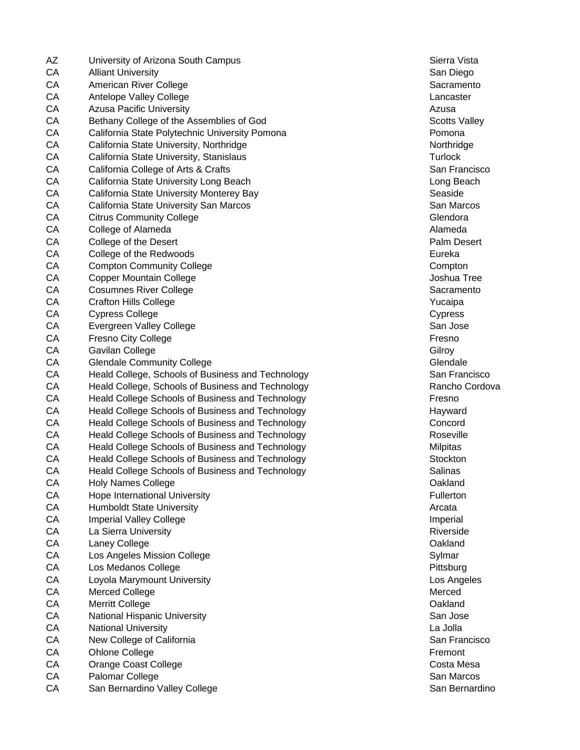| | | |
|---|---|---|
| AZ | University of Arizona South Campus | Sierra Vista |
| CA | Alliant University | San Diego |
| CA | American River College | Sacramento |
| CA | Antelope Valley College | Lancaster |
| CA | Azusa Pacific University | Azusa |
| CA | Bethany College of the Assemblies of God | Scotts Valley |
| CA | California State Polytechnic University Pomona | Pomona |
| CA | California State University, Northridge | Northridge |
| CA | California State University, Stanislaus | Turlock |
| CA | California College of Arts & Crafts | San Francisco |
| CA | California State University Long Beach | Long Beach |
| CA | California State University Monterey Bay | Seaside |
| CA | California State University San Marcos | San Marcos |
| CA | Citrus Community College | Glendora |
| CA | College of Alameda | Alameda |
| CA | College of the Desert | Palm Desert |
| CA | College of the Redwoods | Eureka |
| CA | Compton Community College | Compton |
| CA | Copper Mountain College | Joshua Tree |
| CA | Cosumnes River College | Sacramento |
| CA | Crafton Hills College | Yucaipa |
| CA | Cypress College | Cypress |
| CA | Evergreen Valley College | San Jose |
| CA | Fresno City College | Fresno |
| CA | Gavilan College | Gilroy |
| CA | Glendale Community College | Glendale |
| CA | Heald College, Schools of Business and Technology | San Francisco |
| CA | Heald College, Schools of Business and Technology | Rancho Cordova |
| CA | Heald College Schools of Business and Technology | Fresno |
| CA | Heald College Schools of Business and Technology | Hayward |
| CA | Heald College Schools of Business and Technology | Concord |
| CA | Heald College Schools of Business and Technology | Roseville |
| CA | Heald College Schools of Business and Technology | Milpitas |
| CA | Heald College Schools of Business and Technology | Stockton |
| CA | Heald College Schools of Business and Technology | Salinas |
| CA | Holy Names College | Oakland |
| CA | Hope International University | Fullerton |
| CA | Humboldt State University | Arcata |
| CA | Imperial Valley College | Imperial |
| CA | La Sierra University | Riverside |
| CA | Laney College | Oakland |
| CA | Los Angeles Mission College | Sylmar |
| CA | Los Medanos College | Pittsburg |
| CA | Loyola Marymount University | Los Angeles |
| CA | Merced College | Merced |
| CA | Merritt College | Oakland |
| CA | National Hispanic University | San Jose |
| CA | National University | La Jolla |
| CA | New College of California | San Francisco |
| CA | Ohlone College | Fremont |
| CA | Orange Coast College | Costa Mesa |
| CA | Palomar College | San Marcos |
| CA | San Bernardino Valley College | San Bernardino |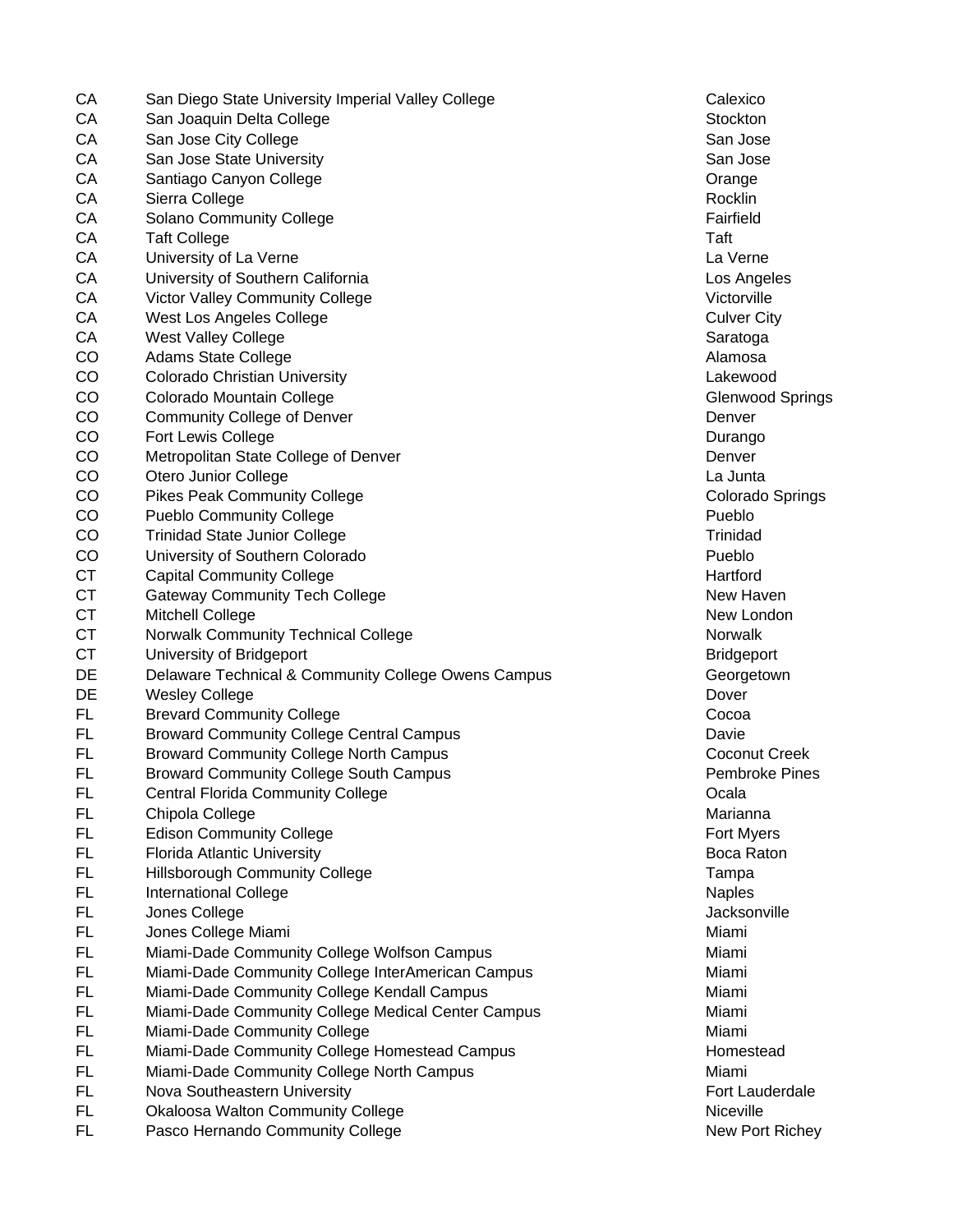| | | |
|---|---|---|
| CA | San Diego State University Imperial Valley College | Calexico |
| CA | San Joaquin Delta College | Stockton |
| CA | San Jose City College | San Jose |
| CA | San Jose State University | San Jose |
| CA | Santiago Canyon College | Orange |
| CA | Sierra College | Rocklin |
| CA | Solano Community College | Fairfield |
| CA | Taft College | Taft |
| CA | University of La Verne | La Verne |
| CA | University of Southern California | Los Angeles |
| CA | Victor Valley Community College | Victorville |
| CA | West Los Angeles College | Culver City |
| CA | West Valley College | Saratoga |
| CO | Adams State College | Alamosa |
| CO | Colorado Christian University | Lakewood |
| CO | Colorado Mountain College | Glenwood Springs |
| CO | Community College of Denver | Denver |
| CO | Fort Lewis College | Durango |
| CO | Metropolitan State College of Denver | Denver |
| CO | Otero Junior College | La Junta |
| CO | Pikes Peak Community College | Colorado Springs |
| CO | Pueblo Community College | Pueblo |
| CO | Trinidad State Junior College | Trinidad |
| CO | University of Southern Colorado | Pueblo |
| CT | Capital Community College | Hartford |
| CT | Gateway Community Tech College | New Haven |
| CT | Mitchell College | New London |
| CT | Norwalk Community Technical College | Norwalk |
| CT | University of Bridgeport | Bridgeport |
| DE | Delaware Technical & Community College Owens Campus | Georgetown |
| DE | Wesley College | Dover |
| FL | Brevard Community College | Cocoa |
| FL | Broward Community College Central Campus | Davie |
| FL | Broward Community College North Campus | Coconut Creek |
| FL | Broward Community College South Campus | Pembroke Pines |
| FL | Central Florida Community College | Ocala |
| FL | Chipola College | Marianna |
| FL | Edison Community College | Fort Myers |
| FL | Florida Atlantic University | Boca Raton |
| FL | Hillsborough Community College | Tampa |
| FL | International College | Naples |
| FL | Jones College | Jacksonville |
| FL | Jones College Miami | Miami |
| FL | Miami-Dade Community College Wolfson Campus | Miami |
| FL | Miami-Dade Community College InterAmerican Campus | Miami |
| FL | Miami-Dade Community College Kendall Campus | Miami |
| FL | Miami-Dade Community College Medical Center Campus | Miami |
| FL | Miami-Dade Community College | Miami |
| FL | Miami-Dade Community College Homestead Campus | Homestead |
| FL | Miami-Dade Community College North Campus | Miami |
| FL | Nova Southeastern University | Fort Lauderdale |
| FL | Okaloosa Walton Community College | Niceville |
| FL | Pasco Hernando Community College | New Port Richey |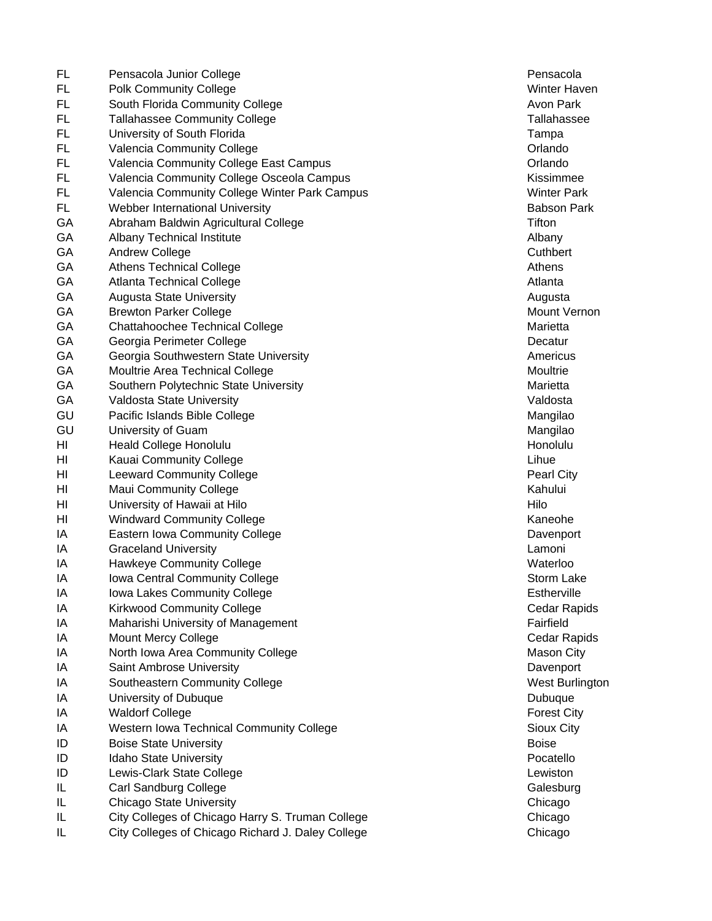| | | |
|---|---|---|
| FL | Pensacola Junior College | Pensacola |
| FL | Polk Community College | Winter Haven |
| FL | South Florida Community College | Avon Park |
| FL | Tallahassee Community College | Tallahassee |
| FL | University of South Florida | Tampa |
| FL | Valencia Community College | Orlando |
| FL | Valencia Community College East Campus | Orlando |
| FL | Valencia Community College Osceola Campus | Kissimmee |
| FL | Valencia Community College Winter Park Campus | Winter Park |
| FL | Webber International University | Babson Park |
| GA | Abraham Baldwin Agricultural College | Tifton |
| GA | Albany Technical Institute | Albany |
| GA | Andrew College | Cuthbert |
| GA | Athens Technical College | Athens |
| GA | Atlanta Technical College | Atlanta |
| GA | Augusta State University | Augusta |
| GA | Brewton Parker College | Mount Vernon |
| GA | Chattahoochee Technical College | Marietta |
| GA | Georgia Perimeter College | Decatur |
| GA | Georgia Southwestern State University | Americus |
| GA | Moultrie Area Technical College | Moultrie |
| GA | Southern Polytechnic State University | Marietta |
| GA | Valdosta State University | Valdosta |
| GU | Pacific Islands Bible College | Mangilao |
| GU | University of Guam | Mangilao |
| HI | Heald College Honolulu | Honolulu |
| HI | Kauai Community College | Lihue |
| HI | Leeward Community College | Pearl City |
| HI | Maui Community College | Kahului |
| HI | University of Hawaii at Hilo | Hilo |
| HI | Windward Community College | Kaneohe |
| IA | Eastern Iowa Community College | Davenport |
| IA | Graceland University | Lamoni |
| IA | Hawkeye Community College | Waterloo |
| IA | Iowa Central Community College | Storm Lake |
| IA | Iowa Lakes Community College | Estherville |
| IA | Kirkwood Community College | Cedar Rapids |
| IA | Maharishi University of Management | Fairfield |
| IA | Mount Mercy College | Cedar Rapids |
| IA | North Iowa Area Community College | Mason City |
| IA | Saint Ambrose University | Davenport |
| IA | Southeastern Community College | West Burlington |
| IA | University of Dubuque | Dubuque |
| IA | Waldorf College | Forest City |
| IA | Western Iowa Technical Community College | Sioux City |
| ID | Boise State University | Boise |
| ID | Idaho State University | Pocatello |
| ID | Lewis-Clark State College | Lewiston |
| IL | Carl Sandburg College | Galesburg |
| IL | Chicago State University | Chicago |
| IL | City Colleges of Chicago Harry S. Truman College | Chicago |
| IL | City Colleges of Chicago Richard J. Daley College | Chicago |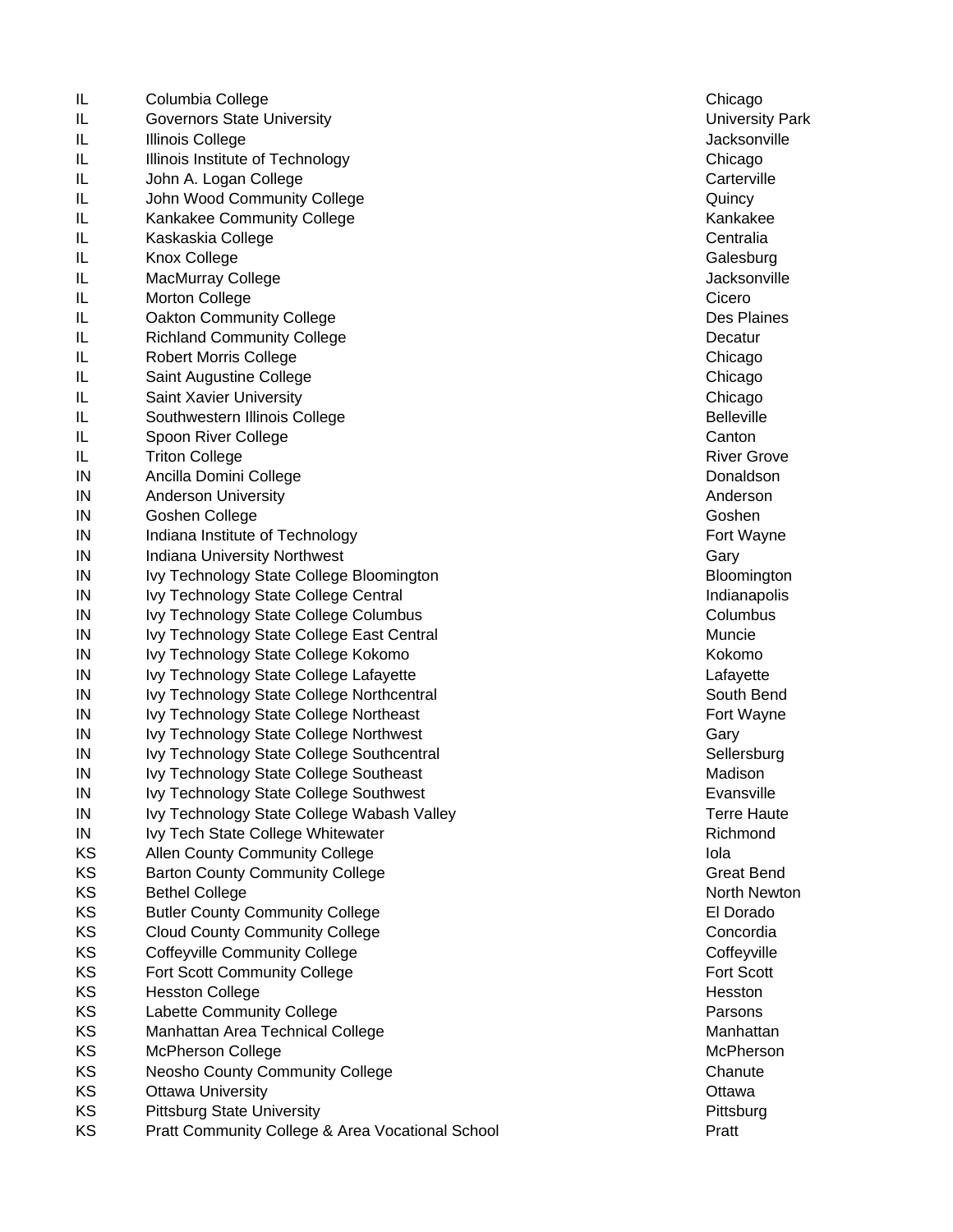| | | |
|---|---|---|
| IL | Columbia College | Chicago |
| IL | Governors State University | University Park |
| IL | Illinois College | Jacksonville |
| IL | Illinois Institute of Technology | Chicago |
| IL | John A. Logan College | Carterville |
| IL | John Wood Community College | Quincy |
| IL | Kankakee Community College | Kankakee |
| IL | Kaskaskia College | Centralia |
| IL | Knox College | Galesburg |
| IL | MacMurray College | Jacksonville |
| IL | Morton College | Cicero |
| IL | Oakton Community College | Des Plaines |
| IL | Richland Community College | Decatur |
| IL | Robert Morris College | Chicago |
| IL | Saint Augustine College | Chicago |
| IL | Saint Xavier University | Chicago |
| IL | Southwestern Illinois College | Belleville |
| IL | Spoon River College | Canton |
| IL | Triton College | River Grove |
| IN | Ancilla Domini College | Donaldson |
| IN | Anderson University | Anderson |
| IN | Goshen College | Goshen |
| IN | Indiana Institute of Technology | Fort Wayne |
| IN | Indiana University Northwest | Gary |
| IN | Ivy Technology State College Bloomington | Bloomington |
| IN | Ivy Technology State College Central | Indianapolis |
| IN | Ivy Technology State College Columbus | Columbus |
| IN | Ivy Technology State College East Central | Muncie |
| IN | Ivy Technology State College Kokomo | Kokomo |
| IN | Ivy Technology State College Lafayette | Lafayette |
| IN | Ivy Technology State College Northcentral | South Bend |
| IN | Ivy Technology State College Northeast | Fort Wayne |
| IN | Ivy Technology State College Northwest | Gary |
| IN | Ivy Technology State College Southcentral | Sellersburg |
| IN | Ivy Technology State College Southeast | Madison |
| IN | Ivy Technology State College Southwest | Evansville |
| IN | Ivy Technology State College Wabash Valley | Terre Haute |
| IN | Ivy Tech State College Whitewater | Richmond |
| KS | Allen County Community College | Iola |
| KS | Barton County Community College | Great Bend |
| KS | Bethel College | North Newton |
| KS | Butler County Community College | El Dorado |
| KS | Cloud County Community College | Concordia |
| KS | Coffeyville Community College | Coffeyville |
| KS | Fort Scott Community College | Fort Scott |
| KS | Hesston College | Hesston |
| KS | Labette Community College | Parsons |
| KS | Manhattan Area Technical College | Manhattan |
| KS | McPherson College | McPherson |
| KS | Neosho County Community College | Chanute |
| KS | Ottawa University | Ottawa |
| KS | Pittsburg State University | Pittsburg |
| KS | Pratt Community College & Area Vocational School | Pratt |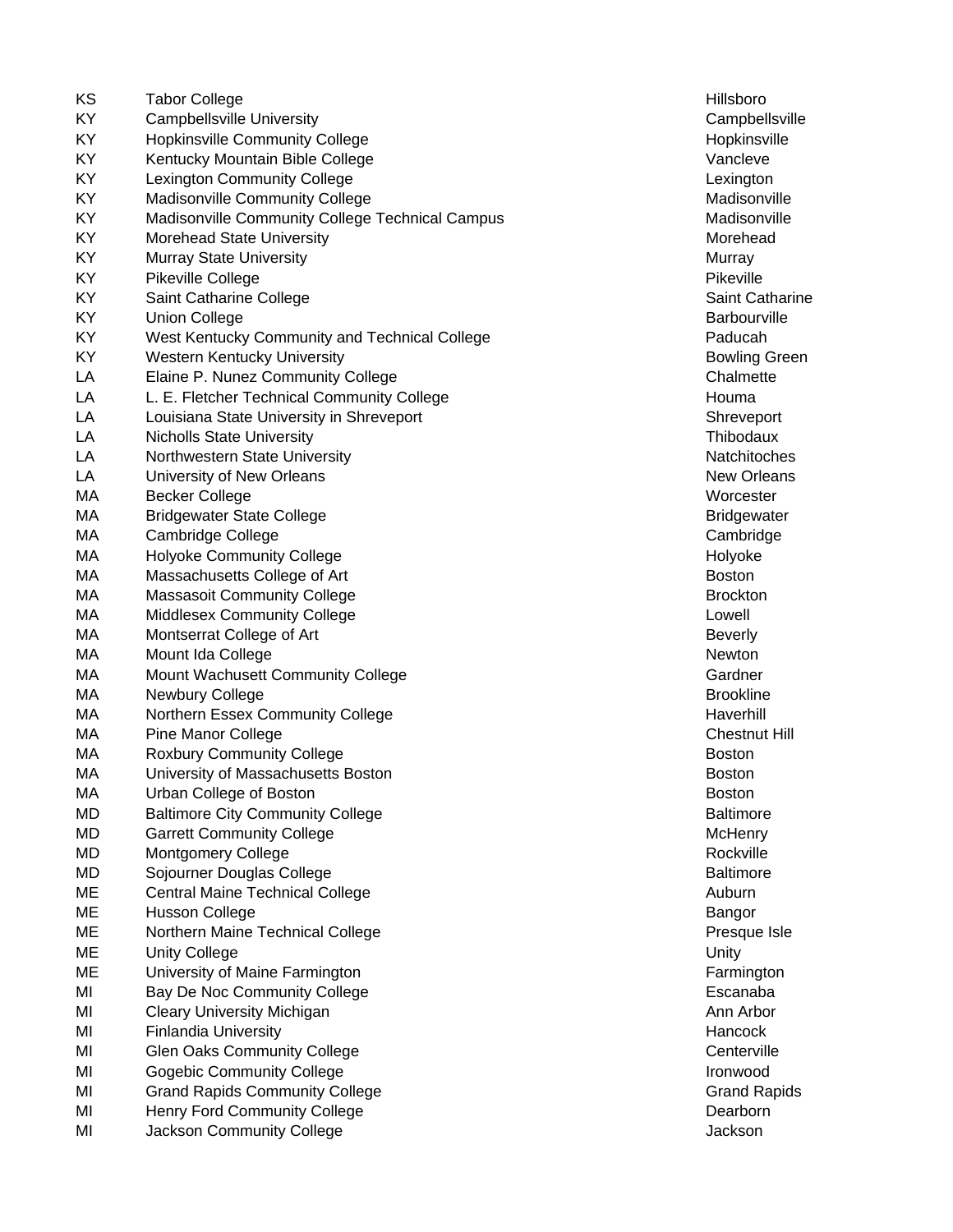| | | |
|---|---|---|
| KS | Tabor College | Hillsboro |
| KY | Campbellsville University | Campbellsville |
| KY | Hopkinsville Community College | Hopkinsville |
| KY | Kentucky Mountain Bible College | Vancleve |
| KY | Lexington Community College | Lexington |
| KY | Madisonville Community College | Madisonville |
| KY | Madisonville Community College Technical Campus | Madisonville |
| KY | Morehead State University | Morehead |
| KY | Murray State University | Murray |
| KY | Pikeville College | Pikeville |
| KY | Saint Catharine College | Saint Catharine |
| KY | Union College | Barbourville |
| KY | West Kentucky Community and Technical College | Paducah |
| KY | Western Kentucky University | Bowling Green |
| LA | Elaine P. Nunez Community College | Chalmette |
| LA | L. E. Fletcher Technical Community College | Houma |
| LA | Louisiana State University in Shreveport | Shreveport |
| LA | Nicholls State University | Thibodaux |
| LA | Northwestern State University | Natchitoches |
| LA | University of New Orleans | New Orleans |
| MA | Becker College | Worcester |
| MA | Bridgewater State College | Bridgewater |
| MA | Cambridge College | Cambridge |
| MA | Holyoke Community College | Holyoke |
| MA | Massachusetts College of Art | Boston |
| MA | Massasoit Community College | Brockton |
| MA | Middlesex Community College | Lowell |
| MA | Montserrat College of Art | Beverly |
| MA | Mount Ida College | Newton |
| MA | Mount Wachusett Community College | Gardner |
| MA | Newbury College | Brookline |
| MA | Northern Essex Community College | Haverhill |
| MA | Pine Manor College | Chestnut Hill |
| MA | Roxbury Community College | Boston |
| MA | University of Massachusetts Boston | Boston |
| MA | Urban College of Boston | Boston |
| MD | Baltimore City Community College | Baltimore |
| MD | Garrett Community College | McHenry |
| MD | Montgomery College | Rockville |
| MD | Sojourner Douglas College | Baltimore |
| ME | Central Maine Technical College | Auburn |
| ME | Husson College | Bangor |
| ME | Northern Maine Technical College | Presque Isle |
| ME | Unity College | Unity |
| ME | University of Maine Farmington | Farmington |
| MI | Bay De Noc Community College | Escanaba |
| MI | Cleary University Michigan | Ann Arbor |
| MI | Finlandia University | Hancock |
| MI | Glen Oaks Community College | Centerville |
| MI | Gogebic Community College | Ironwood |
| MI | Grand Rapids Community College | Grand Rapids |
| MI | Henry Ford Community College | Dearborn |
| MI | Jackson Community College | Jackson |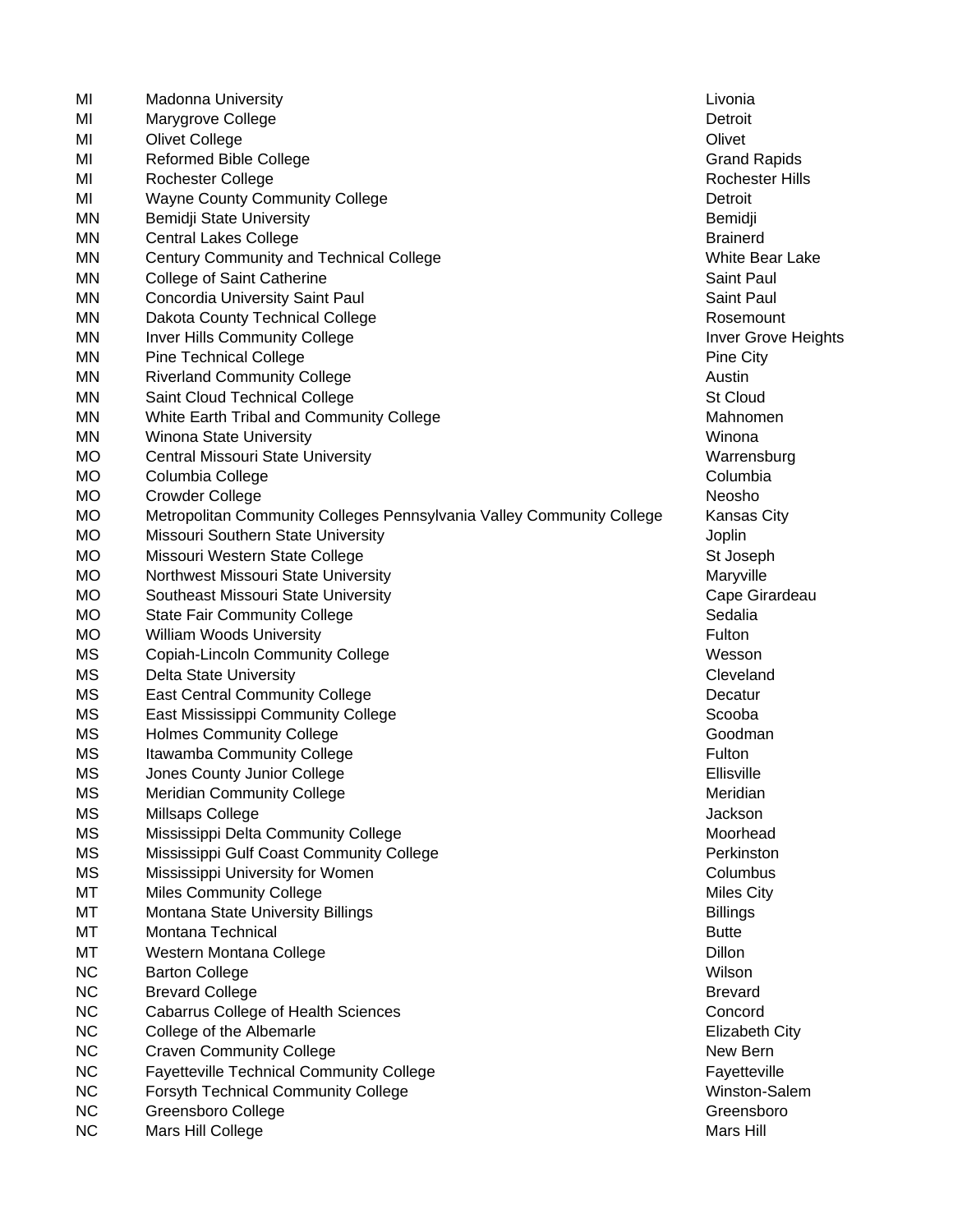| | | |
|---|---|---|
| MI | Madonna University | Livonia |
| MI | Marygrove College | Detroit |
| MI | Olivet College | Olivet |
| MI | Reformed Bible College | Grand Rapids |
| MI | Rochester College | Rochester Hills |
| MI | Wayne County Community College | Detroit |
| MN | Bemidji State University | Bemidji |
| MN | Central Lakes College | Brainerd |
| MN | Century Community and Technical College | White Bear Lake |
| MN | College of Saint Catherine | Saint Paul |
| MN | Concordia University Saint Paul | Saint Paul |
| MN | Dakota County Technical College | Rosemount |
| MN | Inver Hills Community College | Inver Grove Heights |
| MN | Pine Technical College | Pine City |
| MN | Riverland Community College | Austin |
| MN | Saint Cloud Technical College | St Cloud |
| MN | White Earth Tribal and Community College | Mahnomen |
| MN | Winona State University | Winona |
| MO | Central Missouri State University | Warrensburg |
| MO | Columbia College | Columbia |
| MO | Crowder College | Neosho |
| MO | Metropolitan Community Colleges Pennsylvania Valley Community College | Kansas City |
| MO | Missouri Southern State University | Joplin |
| MO | Missouri Western State College | St Joseph |
| MO | Northwest Missouri State University | Maryville |
| MO | Southeast Missouri State University | Cape Girardeau |
| MO | State Fair Community College | Sedalia |
| MO | William Woods University | Fulton |
| MS | Copiah-Lincoln Community College | Wesson |
| MS | Delta State University | Cleveland |
| MS | East Central Community College | Decatur |
| MS | East Mississippi Community College | Scooba |
| MS | Holmes Community College | Goodman |
| MS | Itawamba Community College | Fulton |
| MS | Jones County Junior College | Ellisville |
| MS | Meridian Community College | Meridian |
| MS | Millsaps College | Jackson |
| MS | Mississippi Delta Community College | Moorhead |
| MS | Mississippi Gulf Coast Community College | Perkinston |
| MS | Mississippi University for Women | Columbus |
| MT | Miles Community College | Miles City |
| MT | Montana State University Billings | Billings |
| MT | Montana Technical | Butte |
| MT | Western Montana College | Dillon |
| NC | Barton College | Wilson |
| NC | Brevard College | Brevard |
| NC | Cabarrus College of Health Sciences | Concord |
| NC | College of the Albemarle | Elizabeth City |
| NC | Craven Community College | New Bern |
| NC | Fayetteville Technical Community College | Fayetteville |
| NC | Forsyth Technical Community College | Winston-Salem |
| NC | Greensboro College | Greensboro |
| NC | Mars Hill College | Mars Hill |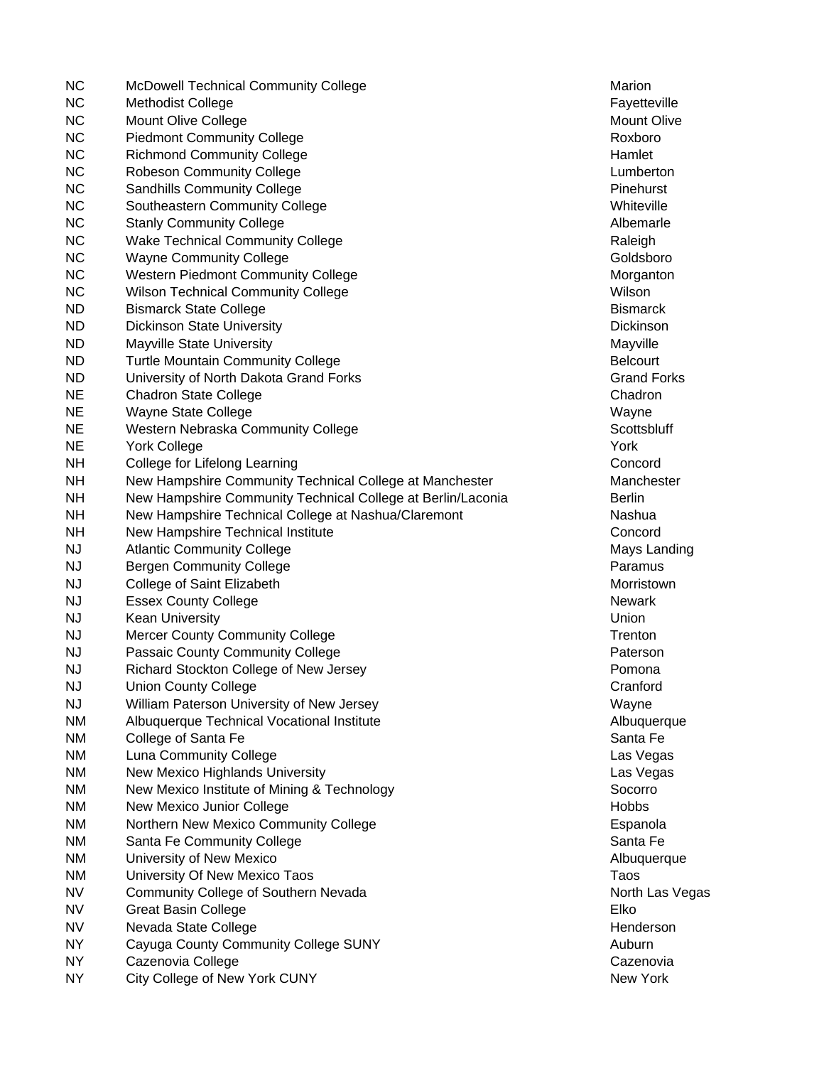| NC | McDowell Technical Community College | Marion |
|---|---|---|
| NC | Methodist College | Fayetteville |
| NC | Mount Olive College | Mount Olive |
| NC | Piedmont Community College | Roxboro |
| NC | Richmond Community College | Hamlet |
| NC | Robeson Community College | Lumberton |
| NC | Sandhills Community College | Pinehurst |
| NC | Southeastern Community College | Whiteville |
| NC | Stanly Community College | Albemarle |
| NC | Wake Technical Community College | Raleigh |
| NC | Wayne Community College | Goldsboro |
| NC | Western Piedmont Community College | Morganton |
| NC | Wilson Technical Community College | Wilson |
| ND | Bismarck State College | Bismarck |
| ND | Dickinson State University | Dickinson |
| ND | Mayville State University | Mayville |
| ND | Turtle Mountain Community College | Belcourt |
| ND | University of North Dakota Grand Forks | Grand Forks |
| NE | Chadron State College | Chadron |
| NE | Wayne State College | Wayne |
| NE | Western Nebraska Community College | Scottsbluff |
| NE | York College | York |
| NH | College for Lifelong Learning | Concord |
| NH | New Hampshire Community Technical College at Manchester | Manchester |
| NH | New Hampshire Community Technical College at Berlin/Laconia | Berlin |
| NH | New Hampshire Technical College at Nashua/Claremont | Nashua |
| NH | New Hampshire Technical Institute | Concord |
| NJ | Atlantic Community College | Mays Landing |
| NJ | Bergen Community College | Paramus |
| NJ | College of Saint Elizabeth | Morristown |
| NJ | Essex County College | Newark |
| NJ | Kean University | Union |
| NJ | Mercer County Community College | Trenton |
| NJ | Passaic County Community College | Paterson |
| NJ | Richard Stockton College of New Jersey | Pomona |
| NJ | Union County College | Cranford |
| NJ | William Paterson University of New Jersey | Wayne |
| NM | Albuquerque Technical Vocational Institute | Albuquerque |
| NM | College of Santa Fe | Santa Fe |
| NM | Luna Community College | Las Vegas |
| NM | New Mexico Highlands University | Las Vegas |
| NM | New Mexico Institute of Mining & Technology | Socorro |
| NM | New Mexico Junior College | Hobbs |
| NM | Northern New Mexico Community College | Espanola |
| NM | Santa Fe Community College | Santa Fe |
| NM | University of New Mexico | Albuquerque |
| NM | University Of New Mexico Taos | Taos |
| NV | Community College of Southern Nevada | North Las Vegas |
| NV | Great Basin College | Elko |
| NV | Nevada State College | Henderson |
| NY | Cayuga County Community College SUNY | Auburn |
| NY | Cazenovia College | Cazenovia |
| NY | City College of New York CUNY | New York |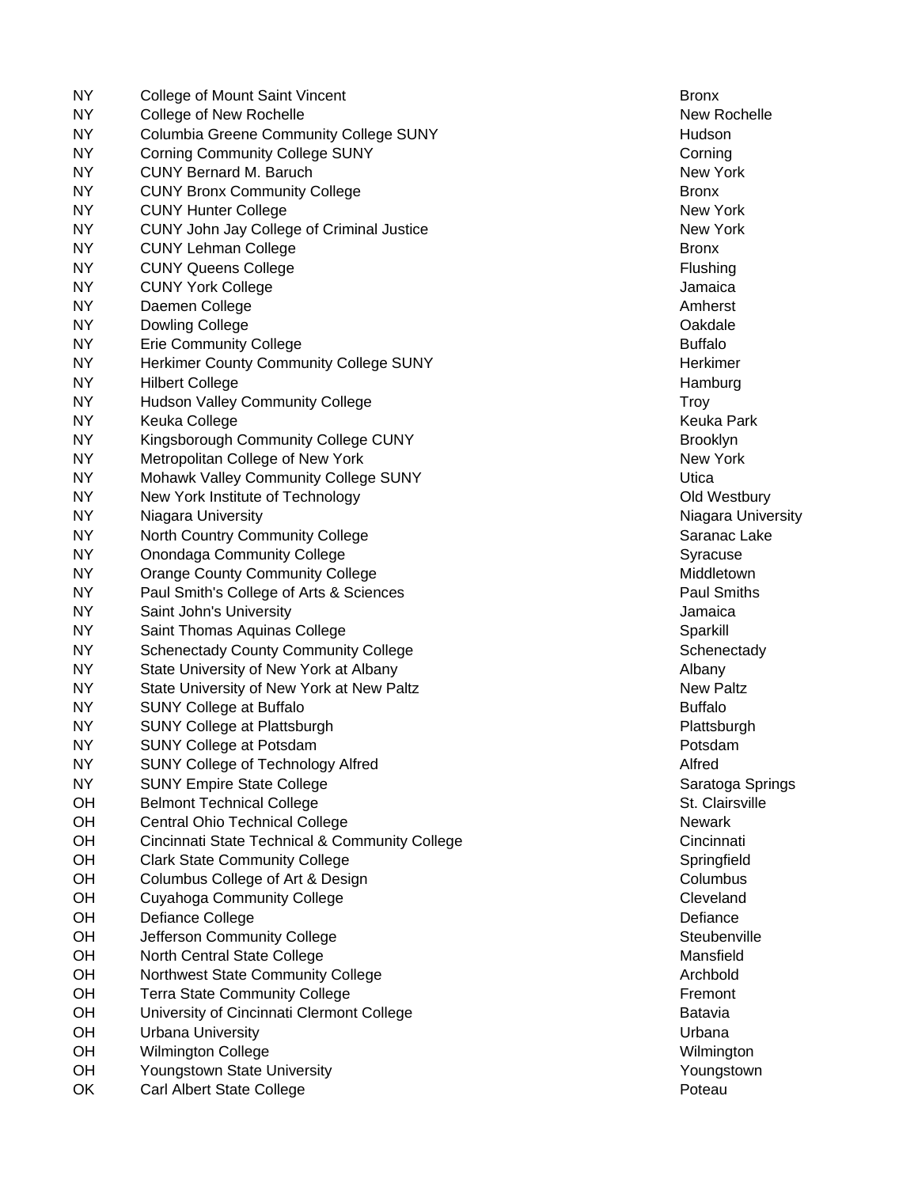| | | |
|---|---|---|
| NY | College of Mount Saint Vincent | Bronx |
| NY | College of New Rochelle | New Rochelle |
| NY | Columbia Greene Community College SUNY | Hudson |
| NY | Corning Community College SUNY | Corning |
| NY | CUNY Bernard M. Baruch | New York |
| NY | CUNY Bronx Community College | Bronx |
| NY | CUNY Hunter College | New York |
| NY | CUNY John Jay College of Criminal Justice | New York |
| NY | CUNY Lehman College | Bronx |
| NY | CUNY Queens College | Flushing |
| NY | CUNY York College | Jamaica |
| NY | Daemen College | Amherst |
| NY | Dowling College | Oakdale |
| NY | Erie Community College | Buffalo |
| NY | Herkimer County Community College SUNY | Herkimer |
| NY | Hilbert College | Hamburg |
| NY | Hudson Valley Community College | Troy |
| NY | Keuka College | Keuka Park |
| NY | Kingsborough Community College CUNY | Brooklyn |
| NY | Metropolitan College of New York | New York |
| NY | Mohawk Valley Community College SUNY | Utica |
| NY | New York Institute of Technology | Old Westbury |
| NY | Niagara University | Niagara University |
| NY | North Country Community College | Saranac Lake |
| NY | Onondaga Community College | Syracuse |
| NY | Orange County Community College | Middletown |
| NY | Paul Smith's College of Arts & Sciences | Paul Smiths |
| NY | Saint John's University | Jamaica |
| NY | Saint Thomas Aquinas College | Sparkill |
| NY | Schenectady County Community College | Schenectady |
| NY | State University of New York at Albany | Albany |
| NY | State University of New York at New Paltz | New Paltz |
| NY | SUNY College at Buffalo | Buffalo |
| NY | SUNY College at Plattsburgh | Plattsburgh |
| NY | SUNY College at Potsdam | Potsdam |
| NY | SUNY College of Technology Alfred | Alfred |
| NY | SUNY Empire State College | Saratoga Springs |
| OH | Belmont Technical College | St. Clairsville |
| OH | Central Ohio Technical College | Newark |
| OH | Cincinnati State Technical & Community College | Cincinnati |
| OH | Clark State Community College | Springfield |
| OH | Columbus College of Art & Design | Columbus |
| OH | Cuyahoga Community College | Cleveland |
| OH | Defiance College | Defiance |
| OH | Jefferson Community College | Steubenville |
| OH | North Central State College | Mansfield |
| OH | Northwest State Community College | Archbold |
| OH | Terra State Community College | Fremont |
| OH | University of Cincinnati Clermont College | Batavia |
| OH | Urbana University | Urbana |
| OH | Wilmington College | Wilmington |
| OH | Youngstown State University | Youngstown |
| OK | Carl Albert State College | Poteau |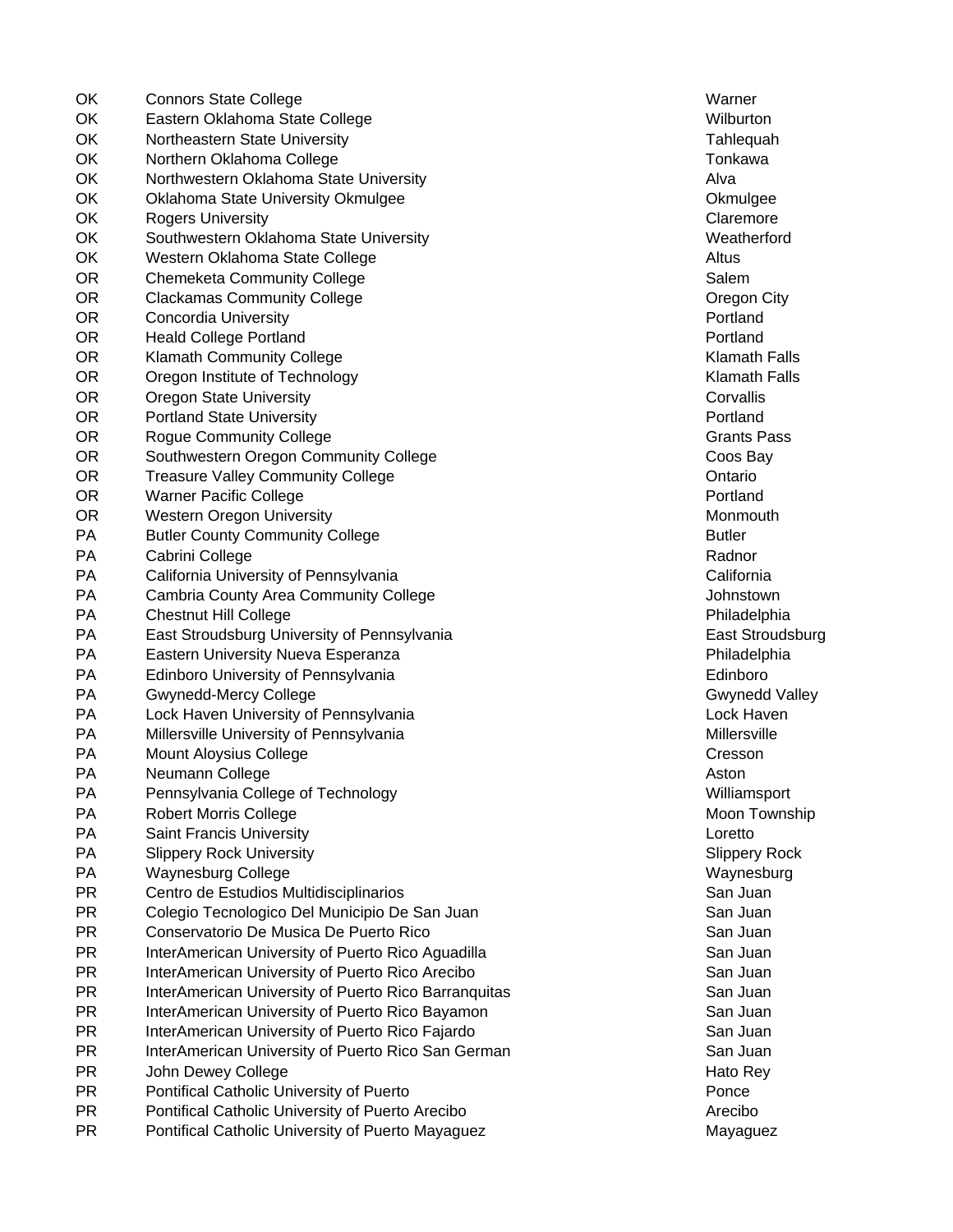| | | |
|---|---|---|
| OK | Connors State College | Warner |
| OK | Eastern Oklahoma State College | Wilburton |
| OK | Northeastern State University | Tahlequah |
| OK | Northern Oklahoma College | Tonkawa |
| OK | Northwestern Oklahoma State University | Alva |
| OK | Oklahoma State University Okmulgee | Okmulgee |
| OK | Rogers University | Claremore |
| OK | Southwestern Oklahoma State University | Weatherford |
| OK | Western Oklahoma State College | Altus |
| OR | Chemeketa Community College | Salem |
| OR | Clackamas Community College | Oregon City |
| OR | Concordia University | Portland |
| OR | Heald College Portland | Portland |
| OR | Klamath Community College | Klamath Falls |
| OR | Oregon Institute of Technology | Klamath Falls |
| OR | Oregon State University | Corvallis |
| OR | Portland State University | Portland |
| OR | Rogue Community College | Grants Pass |
| OR | Southwestern Oregon Community College | Coos Bay |
| OR | Treasure Valley Community College | Ontario |
| OR | Warner Pacific College | Portland |
| OR | Western Oregon University | Monmouth |
| PA | Butler County Community College | Butler |
| PA | Cabrini College | Radnor |
| PA | California University of Pennsylvania | California |
| PA | Cambria County Area Community College | Johnstown |
| PA | Chestnut Hill College | Philadelphia |
| PA | East Stroudsburg University of Pennsylvania | East Stroudsburg |
| PA | Eastern University Nueva Esperanza | Philadelphia |
| PA | Edinboro University of Pennsylvania | Edinboro |
| PA | Gwynedd-Mercy College | Gwynedd Valley |
| PA | Lock Haven University of Pennsylvania | Lock Haven |
| PA | Millersville University of Pennsylvania | Millersville |
| PA | Mount Aloysius College | Cresson |
| PA | Neumann College | Aston |
| PA | Pennsylvania College of Technology | Williamsport |
| PA | Robert Morris College | Moon Township |
| PA | Saint Francis University | Loretto |
| PA | Slippery Rock University | Slippery Rock |
| PA | Waynesburg College | Waynesburg |
| PR | Centro de Estudios Multidisciplinarios | San Juan |
| PR | Colegio Tecnologico Del Municipio De San Juan | San Juan |
| PR | Conservatorio De Musica De Puerto Rico | San Juan |
| PR | InterAmerican University of Puerto Rico Aguadilla | San Juan |
| PR | InterAmerican University of Puerto Rico Arecibo | San Juan |
| PR | InterAmerican University of Puerto Rico Barranquitas | San Juan |
| PR | InterAmerican University of Puerto Rico Bayamon | San Juan |
| PR | InterAmerican University of Puerto Rico Fajardo | San Juan |
| PR | InterAmerican University of Puerto Rico San German | San Juan |
| PR | John Dewey College | Hato Rey |
| PR | Pontifical Catholic University of Puerto | Ponce |
| PR | Pontifical Catholic University of Puerto Arecibo | Arecibo |
| PR | Pontifical Catholic University of Puerto Mayaguez | Mayaguez |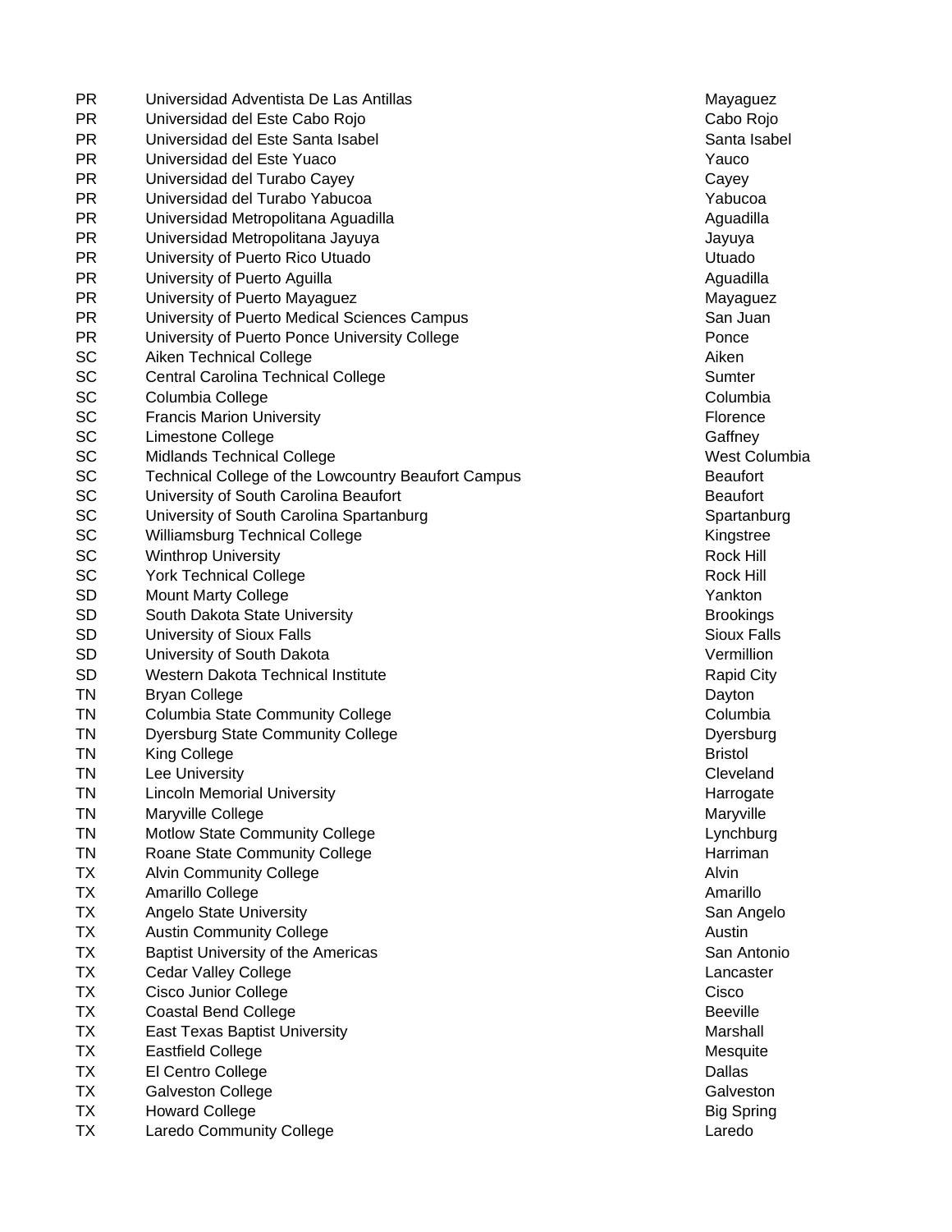| | | |
|---|---|---|
| PR | Universidad Adventista De Las Antillas | Mayaguez |
| PR | Universidad del Este Cabo Rojo | Cabo Rojo |
| PR | Universidad del Este Santa Isabel | Santa Isabel |
| PR | Universidad del Este Yuaco | Yauco |
| PR | Universidad del Turabo Cayey | Cayey |
| PR | Universidad del Turabo Yabucoa | Yabucoa |
| PR | Universidad Metropolitana Aguadilla | Aguadilla |
| PR | Universidad Metropolitana Jayuya | Jayuya |
| PR | University of Puerto Rico Utuado | Utuado |
| PR | University of Puerto Aguilla | Aguadilla |
| PR | University of Puerto Mayaguez | Mayaguez |
| PR | University of Puerto Medical Sciences Campus | San Juan |
| PR | University of Puerto Ponce University College | Ponce |
| SC | Aiken Technical College | Aiken |
| SC | Central Carolina Technical College | Sumter |
| SC | Columbia College | Columbia |
| SC | Francis Marion University | Florence |
| SC | Limestone College | Gaffney |
| SC | Midlands Technical College | West Columbia |
| SC | Technical College of the Lowcountry Beaufort Campus | Beaufort |
| SC | University of South Carolina Beaufort | Beaufort |
| SC | University of South Carolina Spartanburg | Spartanburg |
| SC | Williamsburg Technical College | Kingstree |
| SC | Winthrop University | Rock Hill |
| SC | York Technical College | Rock Hill |
| SD | Mount Marty College | Yankton |
| SD | South Dakota State University | Brookings |
| SD | University of Sioux Falls | Sioux Falls |
| SD | University of South Dakota | Vermillion |
| SD | Western Dakota Technical Institute | Rapid City |
| TN | Bryan College | Dayton |
| TN | Columbia State Community College | Columbia |
| TN | Dyersburg State Community College | Dyersburg |
| TN | King College | Bristol |
| TN | Lee University | Cleveland |
| TN | Lincoln Memorial University | Harrogate |
| TN | Maryville College | Maryville |
| TN | Motlow State Community College | Lynchburg |
| TN | Roane State Community College | Harriman |
| TX | Alvin Community College | Alvin |
| TX | Amarillo College | Amarillo |
| TX | Angelo State University | San Angelo |
| TX | Austin Community College | Austin |
| TX | Baptist University of the Americas | San Antonio |
| TX | Cedar Valley College | Lancaster |
| TX | Cisco Junior College | Cisco |
| TX | Coastal Bend College | Beeville |
| TX | East Texas Baptist University | Marshall |
| TX | Eastfield College | Mesquite |
| TX | El Centro College | Dallas |
| TX | Galveston College | Galveston |
| TX | Howard College | Big Spring |
| TX | Laredo Community College | Laredo |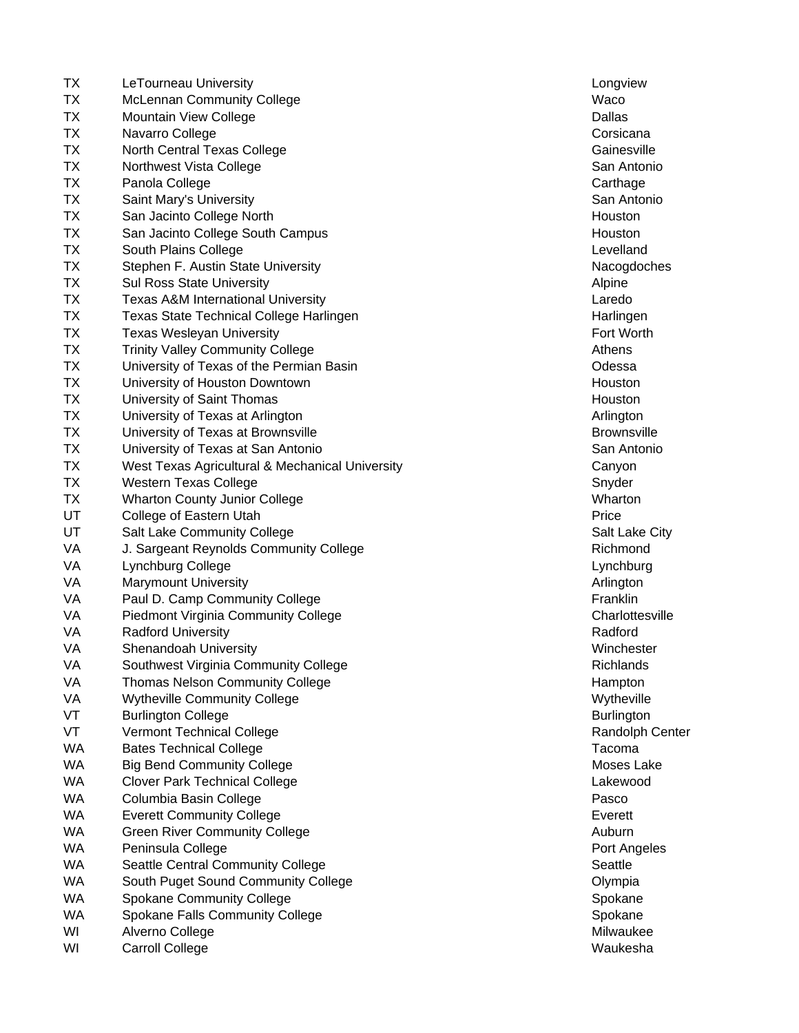| | | |
|---|---|---|
| TX | LeTourneau University | Longview |
| TX | McLennan Community College | Waco |
| TX | Mountain View College | Dallas |
| TX | Navarro College | Corsicana |
| TX | North Central Texas College | Gainesville |
| TX | Northwest Vista College | San Antonio |
| TX | Panola College | Carthage |
| TX | Saint Mary's University | San Antonio |
| TX | San Jacinto College North | Houston |
| TX | San Jacinto College South Campus | Houston |
| TX | South Plains College | Levelland |
| TX | Stephen F. Austin State University | Nacogdoches |
| TX | Sul Ross State University | Alpine |
| TX | Texas A&M International University | Laredo |
| TX | Texas State Technical College Harlingen | Harlingen |
| TX | Texas Wesleyan University | Fort Worth |
| TX | Trinity Valley Community College | Athens |
| TX | University of Texas of the Permian Basin | Odessa |
| TX | University of Houston Downtown | Houston |
| TX | University of Saint Thomas | Houston |
| TX | University of Texas at Arlington | Arlington |
| TX | University of Texas at Brownsville | Brownsville |
| TX | University of Texas at San Antonio | San Antonio |
| TX | West Texas Agricultural & Mechanical University | Canyon |
| TX | Western Texas College | Snyder |
| TX | Wharton County Junior College | Wharton |
| UT | College of Eastern Utah | Price |
| UT | Salt Lake Community College | Salt Lake City |
| VA | J. Sargeant Reynolds Community College | Richmond |
| VA | Lynchburg College | Lynchburg |
| VA | Marymount University | Arlington |
| VA | Paul D. Camp Community College | Franklin |
| VA | Piedmont Virginia Community College | Charlottesville |
| VA | Radford University | Radford |
| VA | Shenandoah University | Winchester |
| VA | Southwest Virginia Community College | Richlands |
| VA | Thomas Nelson Community College | Hampton |
| VA | Wytheville Community College | Wytheville |
| VT | Burlington College | Burlington |
| VT | Vermont Technical College | Randolph Center |
| WA | Bates Technical College | Tacoma |
| WA | Big Bend Community College | Moses Lake |
| WA | Clover Park Technical College | Lakewood |
| WA | Columbia Basin College | Pasco |
| WA | Everett Community College | Everett |
| WA | Green River Community College | Auburn |
| WA | Peninsula College | Port Angeles |
| WA | Seattle Central Community College | Seattle |
| WA | South Puget Sound Community College | Olympia |
| WA | Spokane Community College | Spokane |
| WA | Spokane Falls Community College | Spokane |
| WI | Alverno College | Milwaukee |
| WI | Carroll College | Waukesha |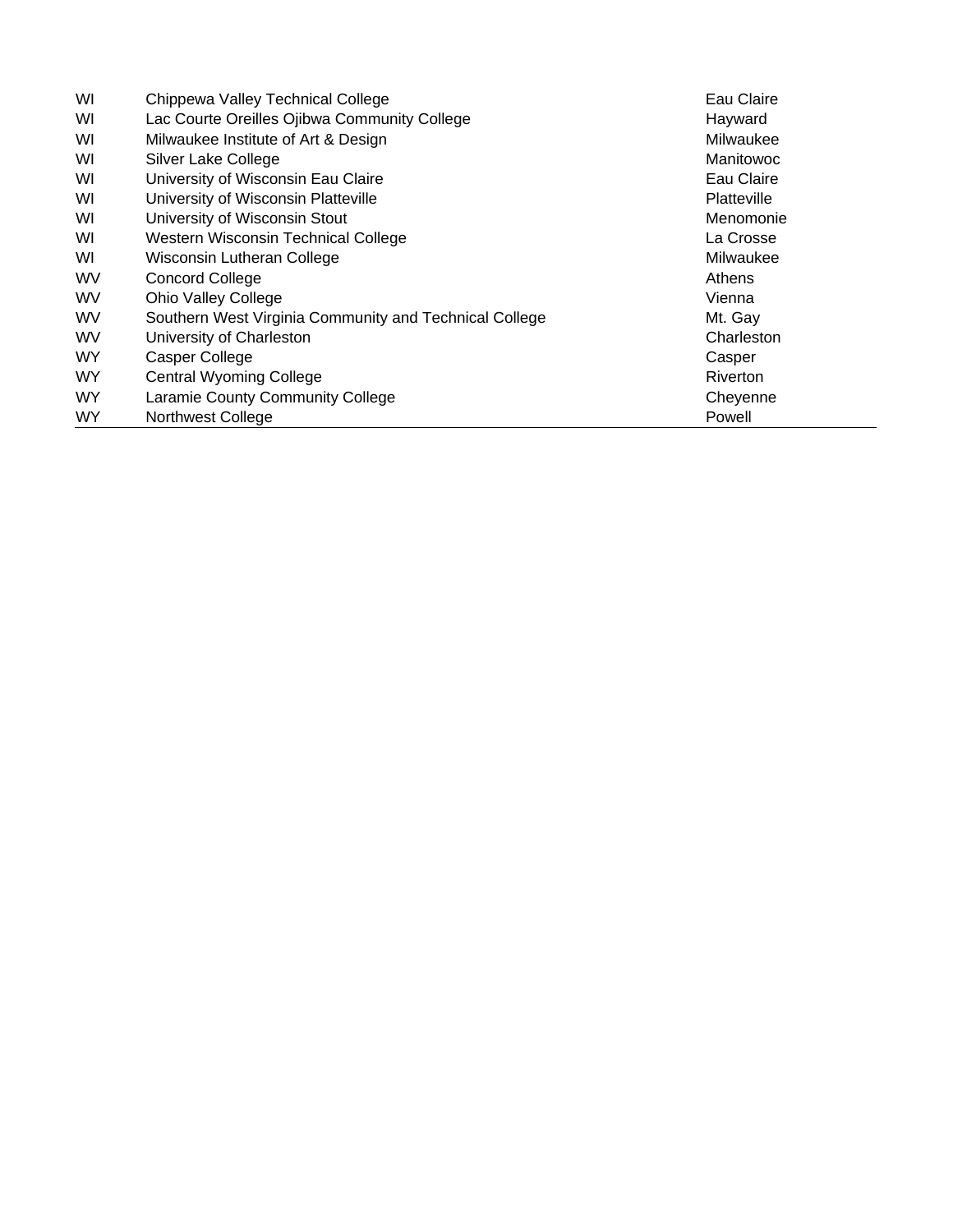| | | |
|---|---|---|
| WI | Chippewa Valley Technical College | Eau Claire |
| WI | Lac Courte Oreilles Ojibwa Community College | Hayward |
| WI | Milwaukee Institute of Art & Design | Milwaukee |
| WI | Silver Lake College | Manitowoc |
| WI | University of Wisconsin Eau Claire | Eau Claire |
| WI | University of Wisconsin Platteville | Platteville |
| WI | University of Wisconsin Stout | Menomonie |
| WI | Western Wisconsin Technical College | La Crosse |
| WI | Wisconsin Lutheran College | Milwaukee |
| WV | Concord College | Athens |
| WV | Ohio Valley College | Vienna |
| WV | Southern West Virginia Community and Technical College | Mt. Gay |
| WV | University of Charleston | Charleston |
| WY | Casper College | Casper |
| WY | Central Wyoming College | Riverton |
| WY | Laramie County Community College | Cheyenne |
| WY | Northwest College | Powell |